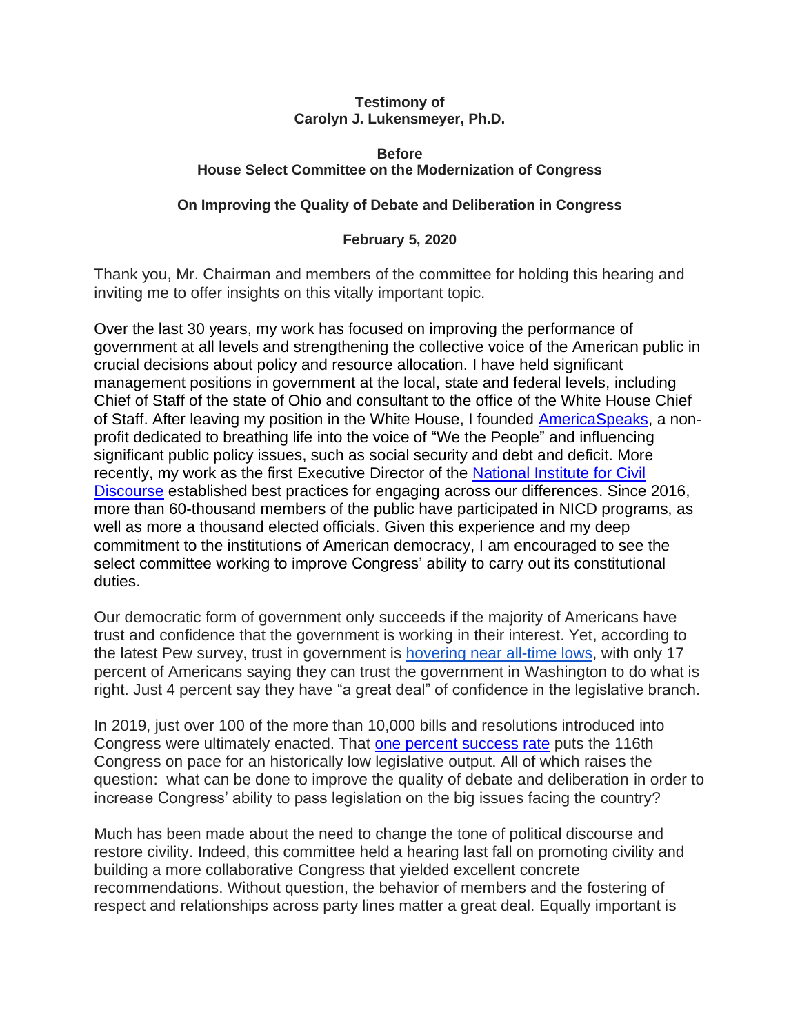**Testimony of**
**Carolyn J. Lukensmeyer, Ph.D.**

**Before**
**House Select Committee on the Modernization of Congress**

**On Improving the Quality of Debate and Deliberation in Congress**

**February 5, 2020**

Thank you, Mr. Chairman and members of the committee for holding this hearing and inviting me to offer insights on this vitally important topic.

Over the last 30 years, my work has focused on improving the performance of government at all levels and strengthening the collective voice of the American public in crucial decisions about policy and resource allocation. I have held significant management positions in government at the local, state and federal levels, including Chief of Staff of the state of Ohio and consultant to the office of the White House Chief of Staff. After leaving my position in the White House, I founded AmericaSpeaks, a non-profit dedicated to breathing life into the voice of "We the People" and influencing significant public policy issues, such as social security and debt and deficit. More recently, my work as the first Executive Director of the National Institute for Civil Discourse established best practices for engaging across our differences. Since 2016, more than 60-thousand members of the public have participated in NICD programs, as well as more a thousand elected officials. Given this experience and my deep commitment to the institutions of American democracy, I am encouraged to see the select committee working to improve Congress' ability to carry out its constitutional duties.

Our democratic form of government only succeeds if the majority of Americans have trust and confidence that the government is working in their interest. Yet, according to the latest Pew survey, trust in government is hovering near all-time lows, with only 17 percent of Americans saying they can trust the government in Washington to do what is right. Just 4 percent say they have "a great deal" of confidence in the legislative branch.

In 2019, just over 100 of the more than 10,000 bills and resolutions introduced into Congress were ultimately enacted. That one percent success rate puts the 116th Congress on pace for an historically low legislative output. All of which raises the question: what can be done to improve the quality of debate and deliberation in order to increase Congress' ability to pass legislation on the big issues facing the country?

Much has been made about the need to change the tone of political discourse and restore civility. Indeed, this committee held a hearing last fall on promoting civility and building a more collaborative Congress that yielded excellent concrete recommendations. Without question, the behavior of members and the fostering of respect and relationships across party lines matter a great deal. Equally important is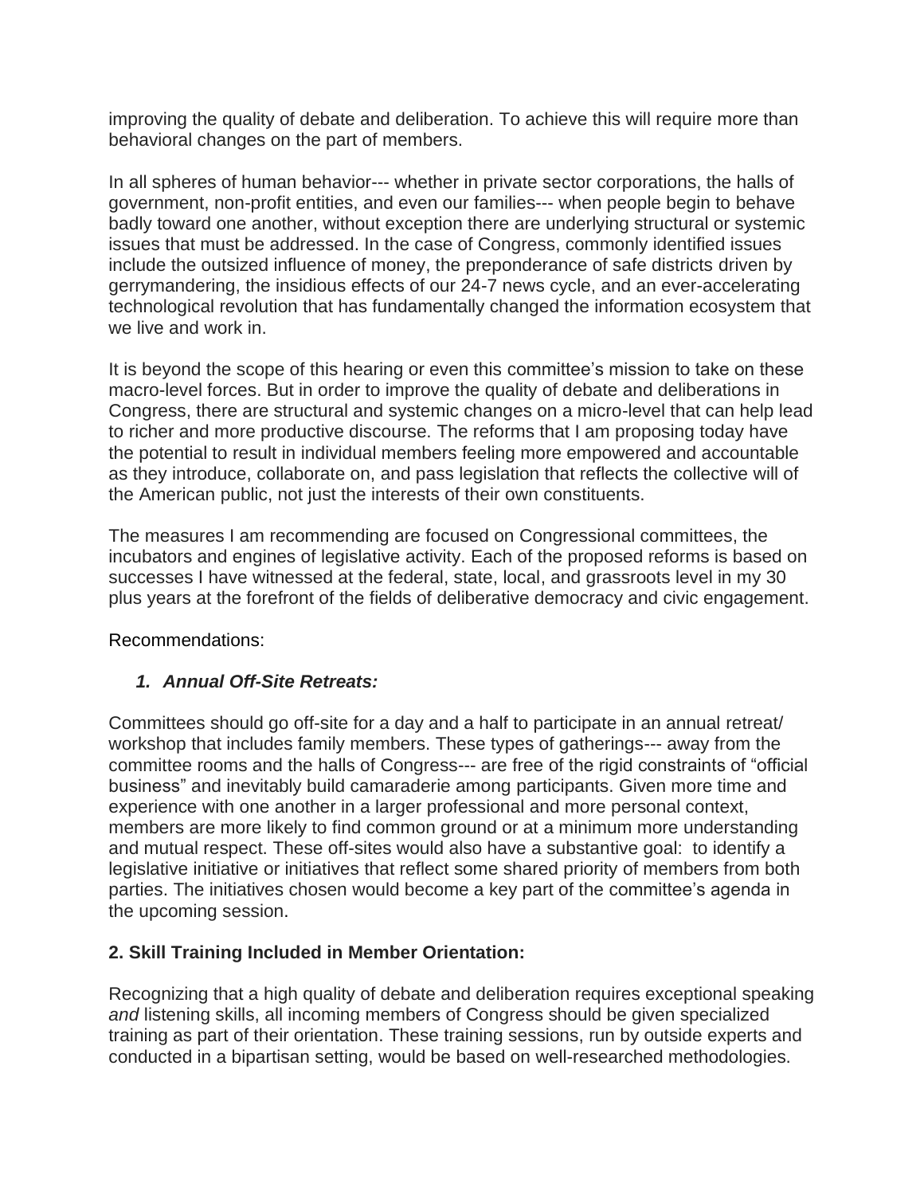improving the quality of debate and deliberation. To achieve this will require more than behavioral changes on the part of members.

In all spheres of human behavior--- whether in private sector corporations, the halls of government, non-profit entities, and even our families--- when people begin to behave badly toward one another, without exception there are underlying structural or systemic issues that must be addressed. In the case of Congress, commonly identified issues include the outsized influence of money, the preponderance of safe districts driven by gerrymandering, the insidious effects of our 24-7 news cycle, and an ever-accelerating technological revolution that has fundamentally changed the information ecosystem that we live and work in.

It is beyond the scope of this hearing or even this committee's mission to take on these macro-level forces. But in order to improve the quality of debate and deliberations in Congress, there are structural and systemic changes on a micro-level that can help lead to richer and more productive discourse. The reforms that I am proposing today have the potential to result in individual members feeling more empowered and accountable as they introduce, collaborate on, and pass legislation that reflects the collective will of the American public, not just the interests of their own constituents.

The measures I am recommending are focused on Congressional committees, the incubators and engines of legislative activity. Each of the proposed reforms is based on successes I have witnessed at the federal, state, local, and grassroots level in my 30 plus years at the forefront of the fields of deliberative democracy and civic engagement.

Recommendations:

1. ***Annual Off-Site Retreats:***

Committees should go off-site for a day and a half to participate in an annual retreat/ workshop that includes family members. These types of gatherings--- away from the committee rooms and the halls of Congress--- are free of the rigid constraints of "official business" and inevitably build camaraderie among participants. Given more time and experience with one another in a larger professional and more personal context, members are more likely to find common ground or at a minimum more understanding and mutual respect. These off-sites would also have a substantive goal: to identify a legislative initiative or initiatives that reflect some shared priority of members from both parties. The initiatives chosen would become a key part of the committee's agenda in the upcoming session.

**2. Skill Training Included in Member Orientation:**

Recognizing that a high quality of debate and deliberation requires exceptional speaking *and* listening skills, all incoming members of Congress should be given specialized training as part of their orientation. These training sessions, run by outside experts and conducted in a bipartisan setting, would be based on well-researched methodologies.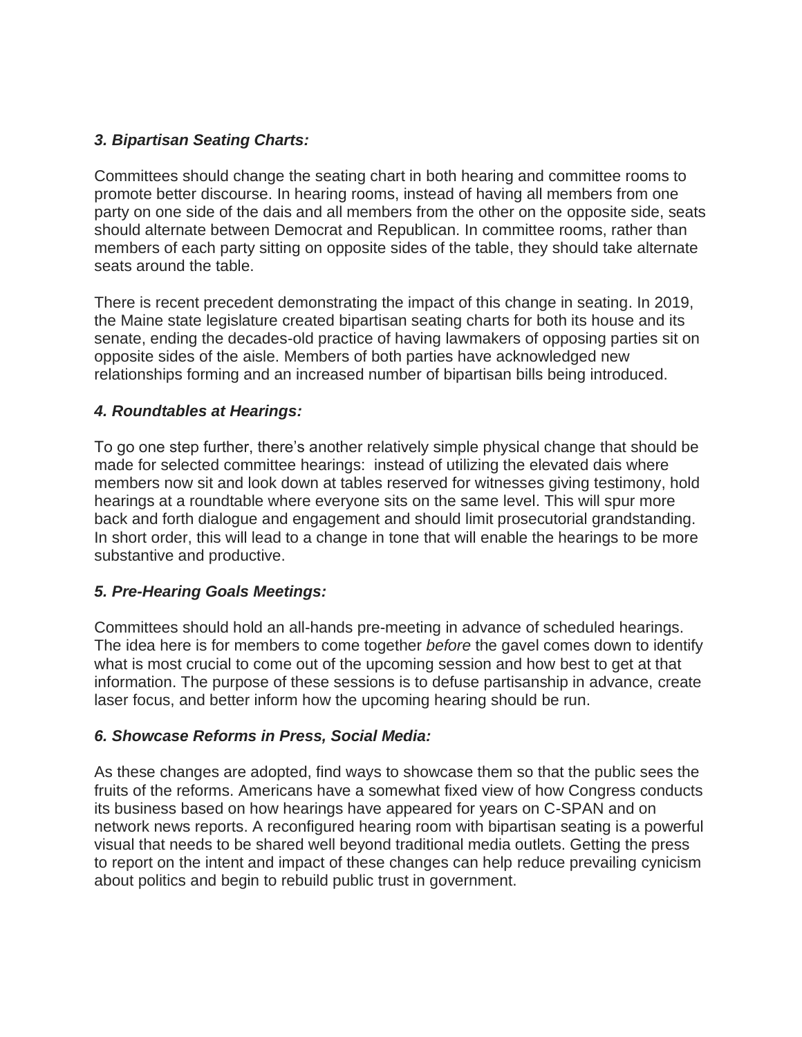### *3. Bipartisan Seating Charts:*

Committees should change the seating chart in both hearing and committee rooms to promote better discourse. In hearing rooms, instead of having all members from one party on one side of the dais and all members from the other on the opposite side, seats should alternate between Democrat and Republican. In committee rooms, rather than members of each party sitting on opposite sides of the table, they should take alternate seats around the table.

There is recent precedent demonstrating the impact of this change in seating. In 2019, the Maine state legislature created bipartisan seating charts for both its house and its senate, ending the decades-old practice of having lawmakers of opposing parties sit on opposite sides of the aisle. Members of both parties have acknowledged new relationships forming and an increased number of bipartisan bills being introduced.

### *4. Roundtables at Hearings:*

To go one step further, there's another relatively simple physical change that should be made for selected committee hearings: instead of utilizing the elevated dais where members now sit and look down at tables reserved for witnesses giving testimony, hold hearings at a roundtable where everyone sits on the same level. This will spur more back and forth dialogue and engagement and should limit prosecutorial grandstanding. In short order, this will lead to a change in tone that will enable the hearings to be more substantive and productive.

### *5. Pre-Hearing Goals Meetings:*

Committees should hold an all-hands pre-meeting in advance of scheduled hearings. The idea here is for members to come together *before* the gavel comes down to identify what is most crucial to come out of the upcoming session and how best to get at that information. The purpose of these sessions is to defuse partisanship in advance, create laser focus, and better inform how the upcoming hearing should be run.

### *6. Showcase Reforms in Press, Social Media:*

As these changes are adopted, find ways to showcase them so that the public sees the fruits of the reforms. Americans have a somewhat fixed view of how Congress conducts its business based on how hearings have appeared for years on C-SPAN and on network news reports. A reconfigured hearing room with bipartisan seating is a powerful visual that needs to be shared well beyond traditional media outlets. Getting the press to report on the intent and impact of these changes can help reduce prevailing cynicism about politics and begin to rebuild public trust in government.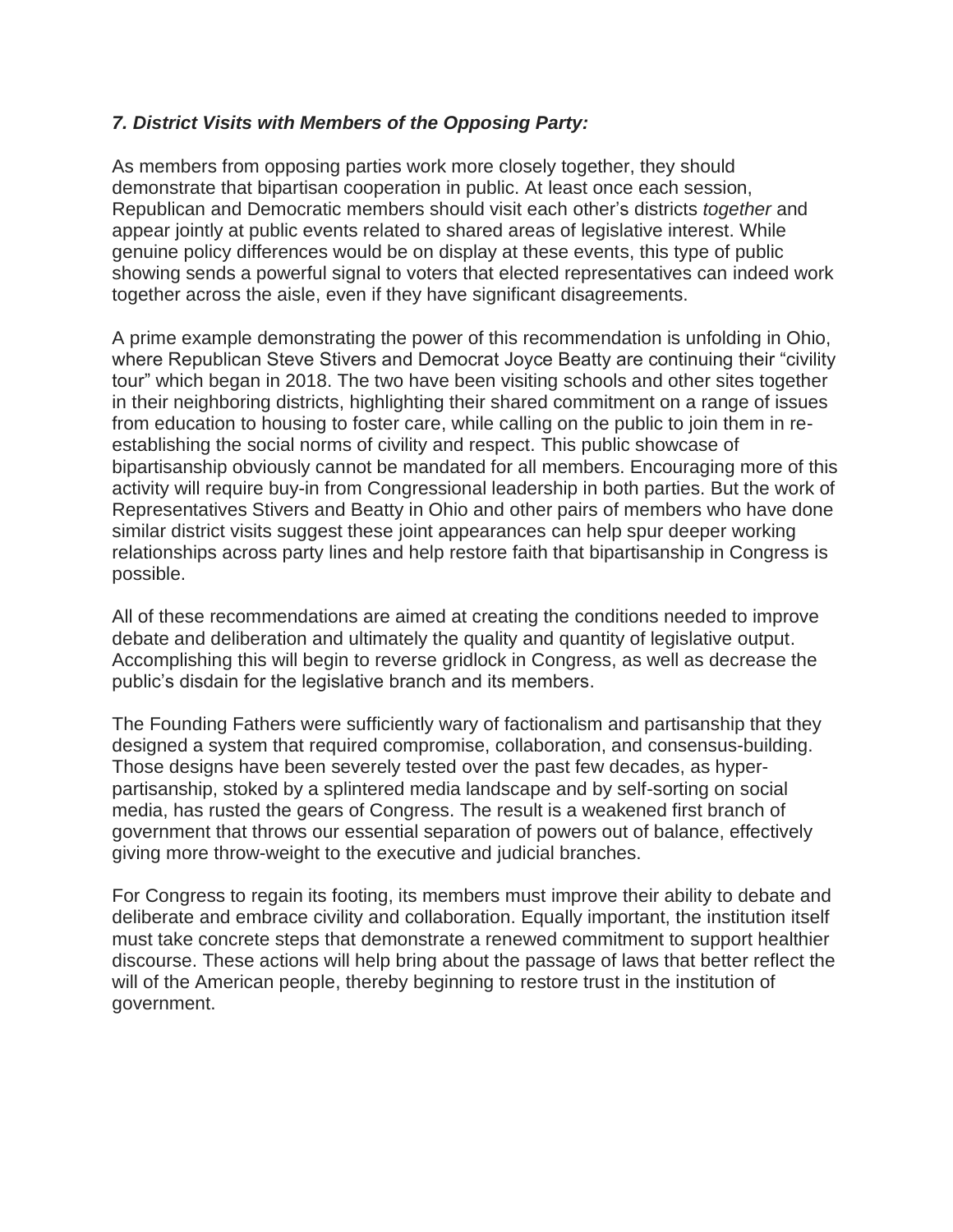***7. District Visits with Members of the Opposing Party:***

As members from opposing parties work more closely together, they should demonstrate that bipartisan cooperation in public. At least once each session, Republican and Democratic members should visit each other's districts *together* and appear jointly at public events related to shared areas of legislative interest. While genuine policy differences would be on display at these events, this type of public showing sends a powerful signal to voters that elected representatives can indeed work together across the aisle, even if they have significant disagreements.

A prime example demonstrating the power of this recommendation is unfolding in Ohio, where Republican Steve Stivers and Democrat Joyce Beatty are continuing their "civility tour" which began in 2018. The two have been visiting schools and other sites together in their neighboring districts, highlighting their shared commitment on a range of issues from education to housing to foster care, while calling on the public to join them in re-establishing the social norms of civility and respect. This public showcase of bipartisanship obviously cannot be mandated for all members. Encouraging more of this activity will require buy-in from Congressional leadership in both parties. But the work of Representatives Stivers and Beatty in Ohio and other pairs of members who have done similar district visits suggest these joint appearances can help spur deeper working relationships across party lines and help restore faith that bipartisanship in Congress is possible.

All of these recommendations are aimed at creating the conditions needed to improve debate and deliberation and ultimately the quality and quantity of legislative output. Accomplishing this will begin to reverse gridlock in Congress, as well as decrease the public's disdain for the legislative branch and its members.

The Founding Fathers were sufficiently wary of factionalism and partisanship that they designed a system that required compromise, collaboration, and consensus-building. Those designs have been severely tested over the past few decades, as hyper-partisanship, stoked by a splintered media landscape and by self-sorting on social media, has rusted the gears of Congress. The result is a weakened first branch of government that throws our essential separation of powers out of balance, effectively giving more throw-weight to the executive and judicial branches.

For Congress to regain its footing, its members must improve their ability to debate and deliberate and embrace civility and collaboration. Equally important, the institution itself must take concrete steps that demonstrate a renewed commitment to support healthier discourse. These actions will help bring about the passage of laws that better reflect the will of the American people, thereby beginning to restore trust in the institution of government.